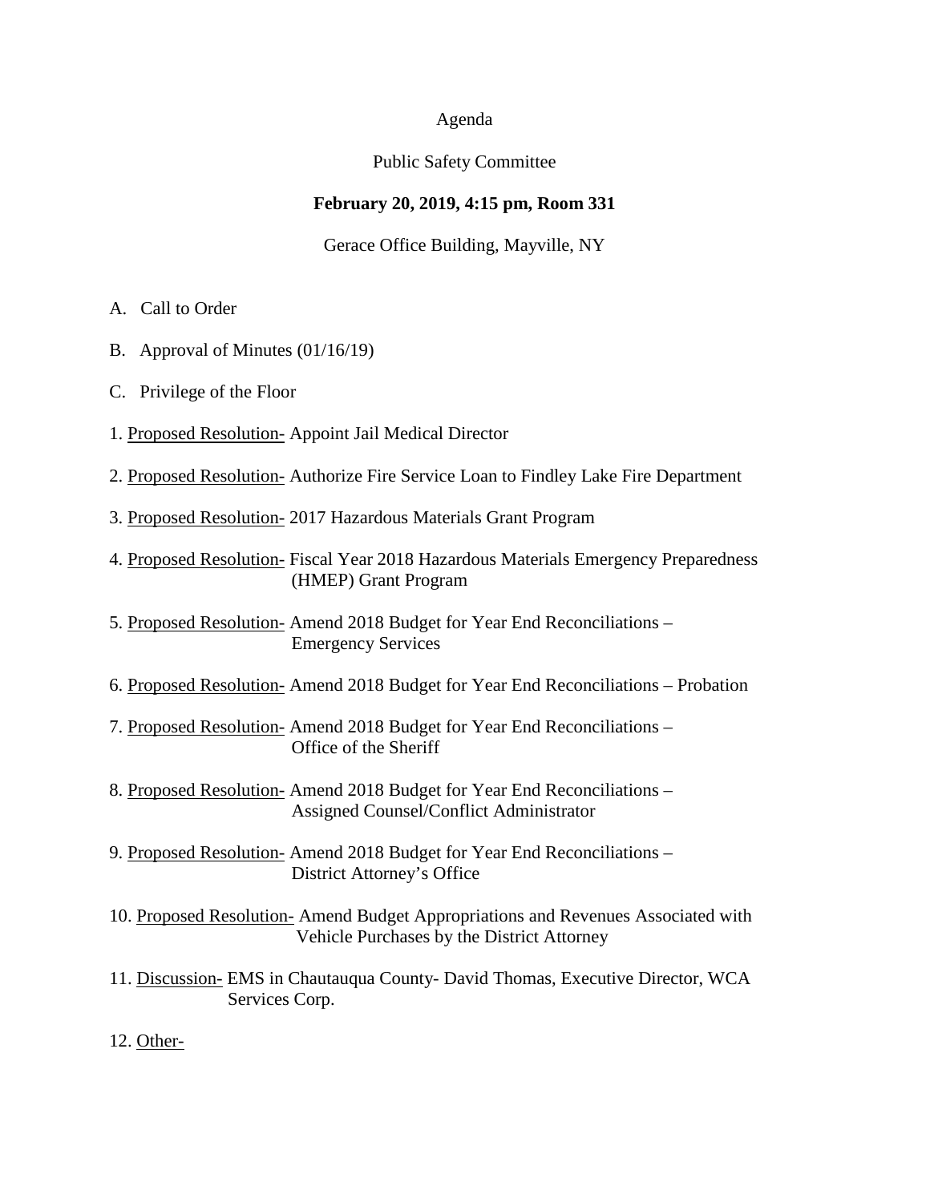Agenda

Public Safety Committee

**February 20, 2019, 4:15 pm, Room 331**

Gerace Office Building, Mayville, NY

A. Call to Order

B. Approval of Minutes (01/16/19)

C. Privilege of the Floor

1. Proposed Resolution- Appoint Jail Medical Director

2. Proposed Resolution- Authorize Fire Service Loan to Findley Lake Fire Department

3. Proposed Resolution- 2017 Hazardous Materials Grant Program

4. Proposed Resolution- Fiscal Year 2018 Hazardous Materials Emergency Preparedness (HMEP) Grant Program

5. Proposed Resolution- Amend 2018 Budget for Year End Reconciliations – Emergency Services

6. Proposed Resolution- Amend 2018 Budget for Year End Reconciliations – Probation

7. Proposed Resolution- Amend 2018 Budget for Year End Reconciliations – Office of the Sheriff

8. Proposed Resolution- Amend 2018 Budget for Year End Reconciliations – Assigned Counsel/Conflict Administrator

9. Proposed Resolution- Amend 2018 Budget for Year End Reconciliations – District Attorney's Office

10. Proposed Resolution- Amend Budget Appropriations and Revenues Associated with Vehicle Purchases by the District Attorney

11. Discussion- EMS in Chautauqua County- David Thomas, Executive Director, WCA Services Corp.

12. Other-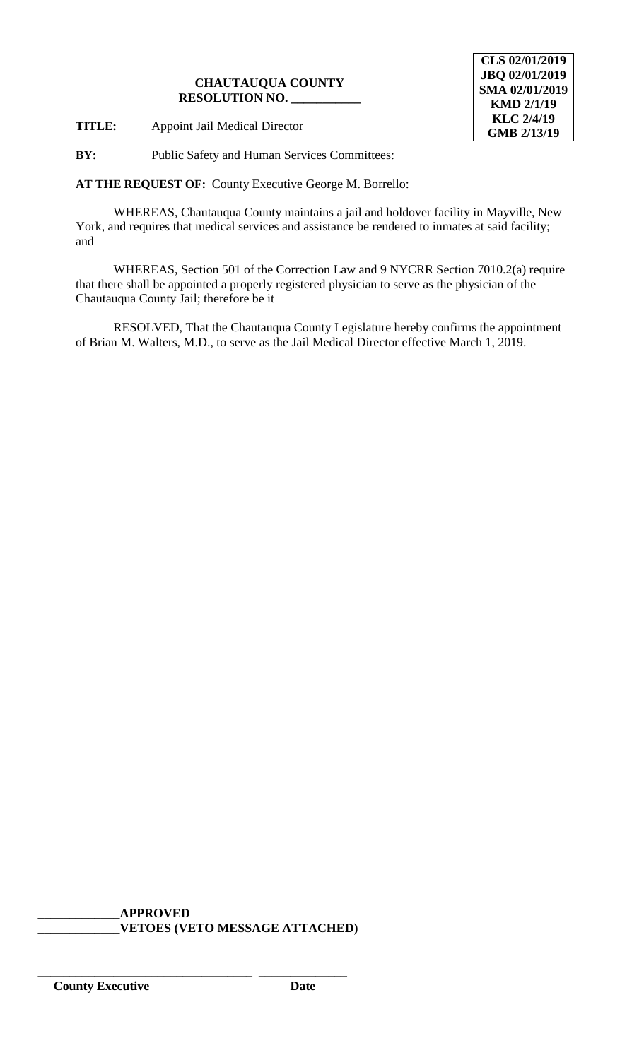**CLS 02/01/2019**
**JBQ 02/01/2019**
**SMA 02/01/2019**
**KMD 2/1/19**
**KLC 2/4/19**
**GMB 2/13/19**

**CHAUTAUQUA COUNTY**
**RESOLUTION NO. \_\_\_\_\_\_\_\_\_\_\_**

**TITLE:** Appoint Jail Medical Director

**BY:** Public Safety and Human Services Committees:

**AT THE REQUEST OF:** County Executive George M. Borrello:

WHEREAS, Chautauqua County maintains a jail and holdover facility in Mayville, New York, and requires that medical services and assistance be rendered to inmates at said facility; and

WHEREAS, Section 501 of the Correction Law and 9 NYCRR Section 7010.2(a) require that there shall be appointed a properly registered physician to serve as the physician of the Chautauqua County Jail; therefore be it

RESOLVED, That the Chautauqua County Legislature hereby confirms the appointment of Brian M. Walters, M.D., to serve as the Jail Medical Director effective March 1, 2019.

**\_\_\_\_\_\_\_\_\_\_\_\_\_APPROVED**
**\_\_\_\_\_\_\_\_\_\_\_\_\_VETOES (VETO MESSAGE ATTACHED)**

\_\_\_\_\_\_\_\_\_\_\_\_\_\_\_\_\_\_\_\_\_\_\_\_\_\_\_\_\_\_\_\_\_\_ \_\_\_\_\_\_\_\_\_\_\_\_\_\_
**County Executive** **Date**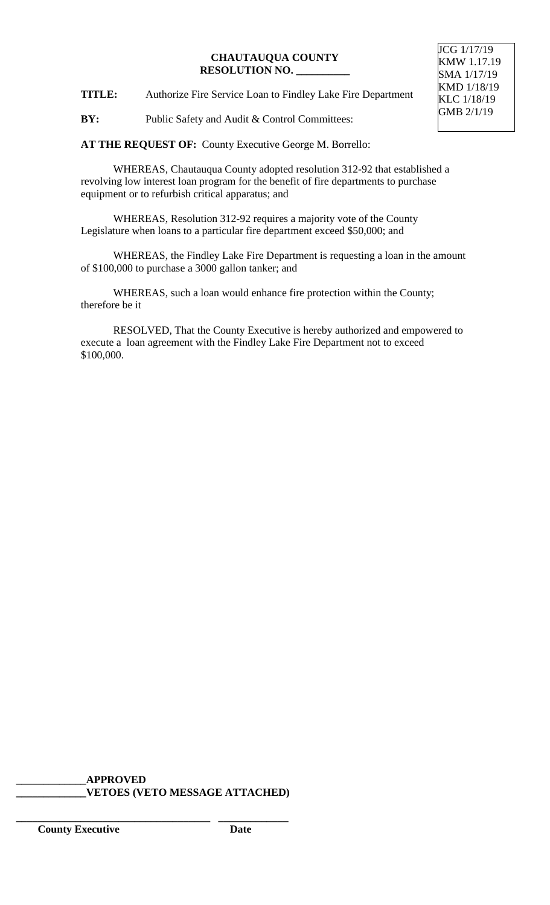**CHAUTAUQUA COUNTY**
**RESOLUTION NO. __________**

JCG 1/17/19
KMW 1.17.19
SMA 1/17/19
KMD 1/18/19
KLC 1/18/19
GMB 2/1/19

**TITLE:** Authorize Fire Service Loan to Findley Lake Fire Department

**BY:** Public Safety and Audit & Control Committees:

**AT THE REQUEST OF:** County Executive George M. Borrello:

WHEREAS, Chautauqua County adopted resolution 312-92 that established a revolving low interest loan program for the benefit of fire departments to purchase equipment or to refurbish critical apparatus; and

WHEREAS, Resolution 312-92 requires a majority vote of the County Legislature when loans to a particular fire department exceed $50,000; and

WHEREAS, the Findley Lake Fire Department is requesting a loan in the amount of $100,000 to purchase a 3000 gallon tanker; and

WHEREAS, such a loan would enhance fire protection within the County; therefore be it

RESOLVED, That the County Executive is hereby authorized and empowered to execute a loan agreement with the Findley Lake Fire Department not to exceed $100,000.

_____________**APPROVED**
_____________**VETOES (VETO MESSAGE ATTACHED)**

_____________________________________ _____________
**County Executive** **Date**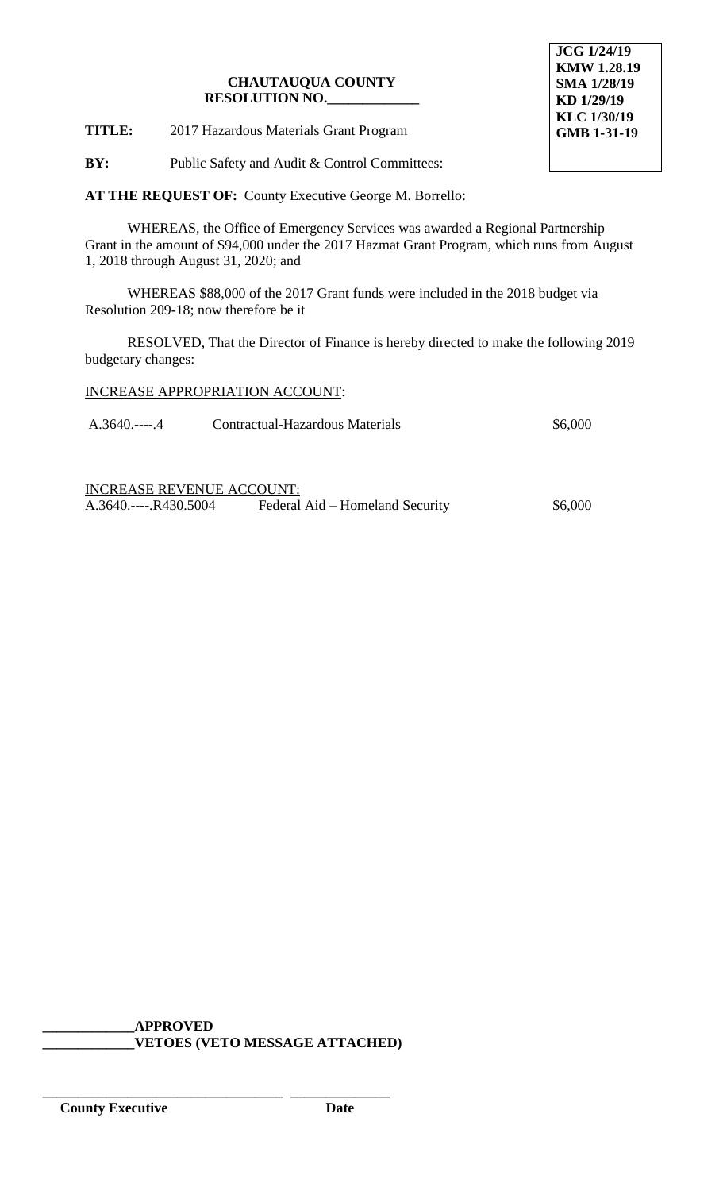JCG 1/24/19
KMW 1.28.19
SMA 1/28/19
KD 1/29/19
KLC 1/30/19
GMB 1-31-19

**CHAUTAUQUA COUNTY**
**RESOLUTION NO.\_\_\_\_\_\_\_\_\_\_\_\_\_**

**TITLE:** 2017 Hazardous Materials Grant Program

**BY:** Public Safety and Audit & Control Committees:

**AT THE REQUEST OF:** County Executive George M. Borrello:

WHEREAS, the Office of Emergency Services was awarded a Regional Partnership Grant in the amount of $94,000 under the 2017 Hazmat Grant Program, which runs from August 1, 2018 through August 31, 2020; and

WHEREAS $88,000 of the 2017 Grant funds were included in the 2018 budget via Resolution 209-18; now therefore be it

RESOLVED, That the Director of Finance is hereby directed to make the following 2019 budgetary changes:

INCREASE APPROPRIATION ACCOUNT:

| | | |
|---|---|---|
| A.3640.----.4 | Contractual-Hazardous Materials | $6,000 |

INCREASE REVENUE ACCOUNT:

| | | |
|---|---|---|
| A.3640.----.R430.5004 | Federal Aid – Homeland Security | $6,000 |

\_\_\_\_\_\_\_\_\_\_\_\_\_**APPROVED**
\_\_\_\_\_\_\_\_\_\_\_\_\_**VETOES (VETO MESSAGE ATTACHED)**

\_\_\_\_\_\_\_\_\_\_\_\_\_\_\_\_\_\_\_\_\_\_\_\_\_\_\_\_\_\_\_\_\_\_ \_\_\_\_\_\_\_\_\_\_\_\_\_\_
**County Executive** **Date**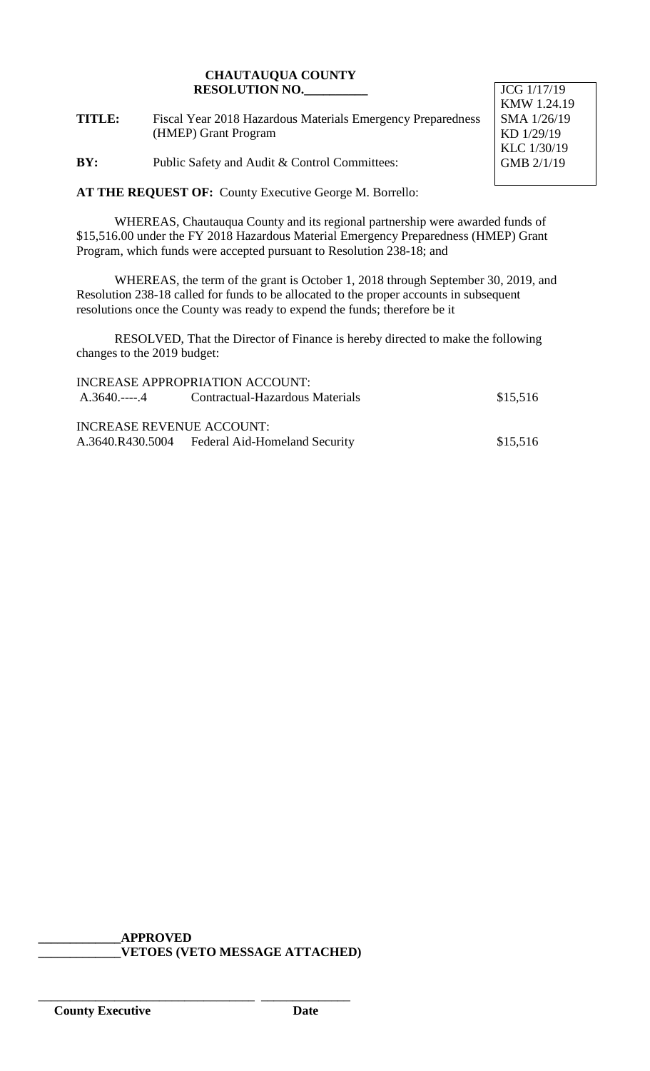**CHAUTAUQUA COUNTY**
**RESOLUTION NO.__________**

JCG 1/17/19
KMW 1.24.19
SMA 1/26/19
KD 1/29/19
KLC 1/30/19
GMB 2/1/19

**TITLE:** Fiscal Year 2018 Hazardous Materials Emergency Preparedness (HMEP) Grant Program

**BY:** Public Safety and Audit & Control Committees:

**AT THE REQUEST OF:** County Executive George M. Borrello:

WHEREAS, Chautauqua County and its regional partnership were awarded funds of $15,516.00 under the FY 2018 Hazardous Material Emergency Preparedness (HMEP) Grant Program, which funds were accepted pursuant to Resolution 238-18; and

WHEREAS, the term of the grant is October 1, 2018 through September 30, 2019, and Resolution 238-18 called for funds to be allocated to the proper accounts in subsequent resolutions once the County was ready to expend the funds; therefore be it

RESOLVED, That the Director of Finance is hereby directed to make the following changes to the 2019 budget:

INCREASE APPROPRIATION ACCOUNT:

| | | |
|---|---|---|
| A.3640.----.4 | Contractual-Hazardous Materials | $15,516 |

INCREASE REVENUE ACCOUNT:

| | | |
|---|---|---|
| A.3640.R430.5004 | Federal Aid-Homeland Security | $15,516 |

_____________**APPROVED**
_____________**VETOES (VETO MESSAGE ATTACHED)**

_________________________________ ______________
**County Executive** **Date**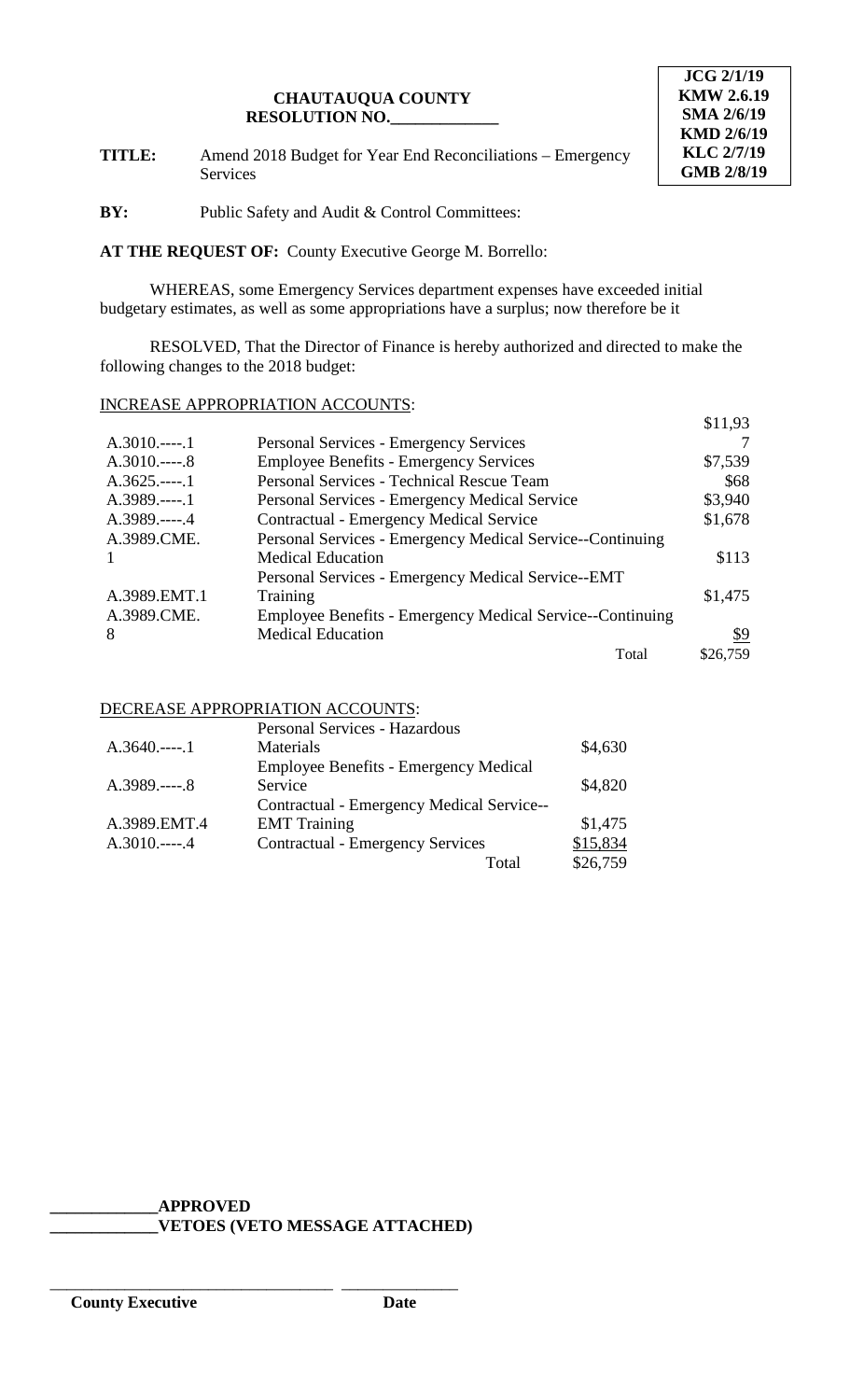**CHAUTAUQUA COUNTY**
**RESOLUTION NO.\_\_\_\_\_\_\_\_\_\_\_\_\_**

**JCG 2/1/19**
**KMW 2.6.19**
**SMA 2/6/19**
**KMD 2/6/19**
**KLC 2/7/19**
**GMB 2/8/19**

**TITLE:** Amend 2018 Budget for Year End Reconciliations – Emergency Services

**BY:** Public Safety and Audit & Control Committees:

**AT THE REQUEST OF:** County Executive George M. Borrello:

WHEREAS, some Emergency Services department expenses have exceeded initial budgetary estimates, as well as some appropriations have a surplus; now therefore be it

RESOLVED, That the Director of Finance is hereby authorized and directed to make the following changes to the 2018 budget:

INCREASE APPROPRIATION ACCOUNTS:

| Account | Description | Amount |
|---|---|---|
| A.3010.----.1 | Personal Services - Emergency Services | $11,937 |
| A.3010.----.8 | Employee Benefits - Emergency Services | $7,539 |
| A.3625.----.1 | Personal Services - Technical Rescue Team | $68 |
| A.3989.----.1 | Personal Services - Emergency Medical Service | $3,940 |
| A.3989.----.4 | Contractual - Emergency Medical Service | $1,678 |
| A.3989.CME.1 | Personal Services - Emergency Medical Service--Continuing Medical Education | $113 |
| A.3989.EMT.1 | Personal Services - Emergency Medical Service--EMT Training | $1,475 |
| A.3989.CME.8 | Employee Benefits - Emergency Medical Service--Continuing Medical Education | $9 |
| | Total | $26,759 |

DECREASE APPROPRIATION ACCOUNTS:

| Account | Description | Amount |
|---|---|---|
| A.3640.----.1 | Personal Services - Hazardous Materials | $4,630 |
| A.3989.----.8 | Employee Benefits - Emergency Medical Service | $4,820 |
| A.3989.EMT.4 | Contractual - Emergency Medical Service--EMT Training | $1,475 |
| A.3010.----.4 | Contractual - Emergency Services | $15,834 |
| | Total | $26,759 |

\_\_\_\_\_\_\_\_\_\_\_\_\_**APPROVED**
\_\_\_\_\_\_\_\_\_\_\_\_\_**VETOES (VETO MESSAGE ATTACHED)**

\_\_\_\_\_\_\_\_\_\_\_\_\_\_\_\_\_\_\_\_\_\_\_\_\_\_\_\_\_\_\_\_\_\_ \_\_\_\_\_\_\_\_\_\_\_\_\_\_

**County Executive** **Date**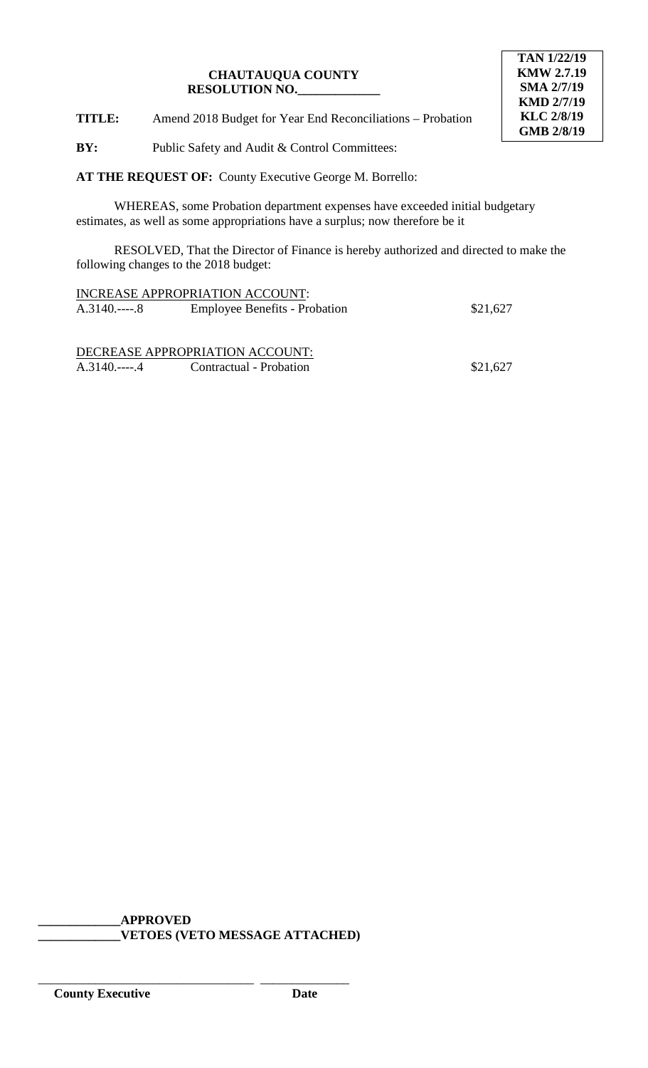**TAN 1/22/19**
**KMW 2.7.19**
**SMA 2/7/19**
**KMD 2/7/19**
**KLC 2/8/19**
**GMB 2/8/19**

**CHAUTAUQUA COUNTY**
**RESOLUTION NO.\_\_\_\_\_\_\_\_\_\_\_\_\_**

**TITLE:** Amend 2018 Budget for Year End Reconciliations – Probation

**BY:** Public Safety and Audit & Control Committees:

**AT THE REQUEST OF:** County Executive George M. Borrello:

WHEREAS, some Probation department expenses have exceeded initial budgetary estimates, as well as some appropriations have a surplus; now therefore be it

RESOLVED, That the Director of Finance is hereby authorized and directed to make the following changes to the 2018 budget:

INCREASE APPROPRIATION ACCOUNT:

| | | |
|---|---|---|
| A.3140.----.8 | Employee Benefits - Probation | $21,627 |

DECREASE APPROPRIATION ACCOUNT:

| | | |
|---|---|---|
| A.3140.----.4 | Contractual - Probation | $21,627 |

**\_\_\_\_\_\_\_\_\_\_\_\_\_APPROVED**
**\_\_\_\_\_\_\_\_\_\_\_\_\_VETOES (VETO MESSAGE ATTACHED)**

\_\_\_\_\_\_\_\_\_\_\_\_\_\_\_\_\_\_\_\_\_\_\_\_\_\_\_\_\_\_\_\_\_\_ \_\_\_\_\_\_\_\_\_\_\_\_\_\_
**County Executive** **Date**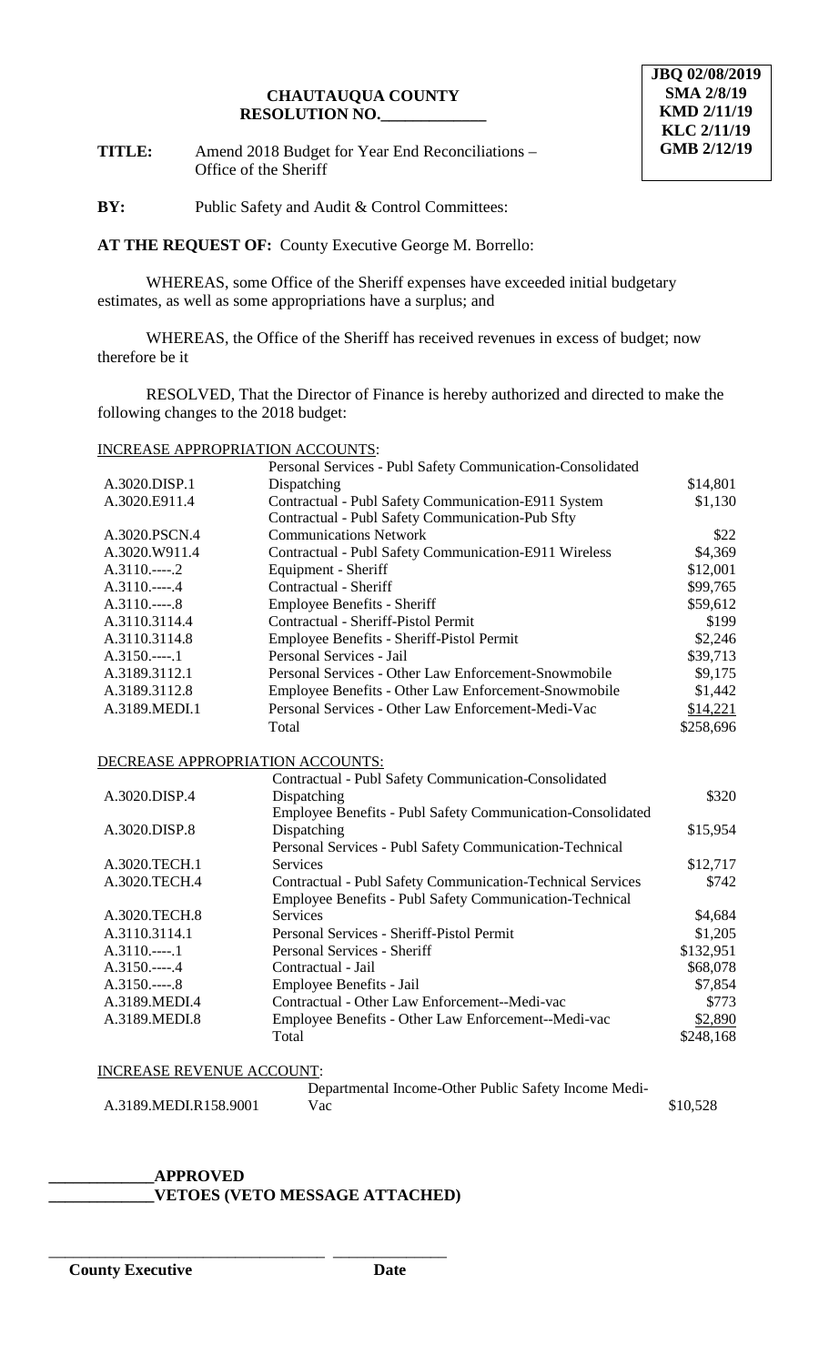JBQ 02/08/2019
SMA 2/8/19
KMD 2/11/19
KLC 2/11/19
GMB 2/12/19

**CHAUTAUQUA COUNTY**
**RESOLUTION NO.\_\_\_\_\_\_\_\_\_\_\_\_\_**

**TITLE:** Amend 2018 Budget for Year End Reconciliations – Office of the Sheriff

**BY:** Public Safety and Audit & Control Committees:

**AT THE REQUEST OF:** County Executive George M. Borrello:

WHEREAS, some Office of the Sheriff expenses have exceeded initial budgetary estimates, as well as some appropriations have a surplus; and

WHEREAS, the Office of the Sheriff has received revenues in excess of budget; now therefore be it

RESOLVED, That the Director of Finance is hereby authorized and directed to make the following changes to the 2018 budget:

INCREASE APPROPRIATION ACCOUNTS:

| | | |
|---|---|---|
| A.3020.DISP.1 | Personal Services - Publ Safety Communication-Consolidated Dispatching | $14,801 |
| A.3020.E911.4 | Contractual - Publ Safety Communication-E911 System | $1,130 |
| A.3020.PSCN.4 | Contractual - Publ Safety Communication-Pub Sfty Communications Network | $22 |
| A.3020.W911.4 | Contractual - Publ Safety Communication-E911 Wireless | $4,369 |
| A.3110.-----.2 | Equipment - Sheriff | $12,001 |
| A.3110.-----.4 | Contractual - Sheriff | $99,765 |
| A.3110.-----.8 | Employee Benefits - Sheriff | $59,612 |
| A.3110.3114.4 | Contractual - Sheriff-Pistol Permit | $199 |
| A.3110.3114.8 | Employee Benefits - Sheriff-Pistol Permit | $2,246 |
| A.3150.-----.1 | Personal Services - Jail | $39,713 |
| A.3189.3112.1 | Personal Services - Other Law Enforcement-Snowmobile | $9,175 |
| A.3189.3112.8 | Employee Benefits - Other Law Enforcement-Snowmobile | $1,442 |
| A.3189.MEDI.1 | Personal Services - Other Law Enforcement-Medi-Vac | $14,221 |
| | Total | $258,696 |

DECREASE APPROPRIATION ACCOUNTS:

| | | |
|---|---|---|
| A.3020.DISP.4 | Contractual - Publ Safety Communication-Consolidated Dispatching | $320 |
| A.3020.DISP.8 | Employee Benefits - Publ Safety Communication-Consolidated Dispatching | $15,954 |
| A.3020.TECH.1 | Personal Services - Publ Safety Communication-Technical Services | $12,717 |
| A.3020.TECH.4 | Contractual - Publ Safety Communication-Technical Services | $742 |
| A.3020.TECH.8 | Employee Benefits - Publ Safety Communication-Technical Services | $4,684 |
| A.3110.3114.1 | Personal Services - Sheriff-Pistol Permit | $1,205 |
| A.3110.-----.1 | Personal Services - Sheriff | $132,951 |
| A.3150.-----.4 | Contractual - Jail | $68,078 |
| A.3150.-----.8 | Employee Benefits - Jail | $7,854 |
| A.3189.MEDI.4 | Contractual - Other Law Enforcement--Medi-vac | $773 |
| A.3189.MEDI.8 | Employee Benefits - Other Law Enforcement--Medi-vac | $2,890 |
| | Total | $248,168 |

INCREASE REVENUE ACCOUNT:

| | | |
|---|---|---|
| A.3189.MEDI.R158.9001 | Departmental Income-Other Public Safety Income Medi-Vac | $10,528 |

\_\_\_\_\_\_\_\_\_\_\_\_\_**APPROVED**
\_\_\_\_\_\_\_\_\_\_\_\_\_**VETOES (VETO MESSAGE ATTACHED)**

\_\_\_\_\_\_\_\_\_\_\_\_\_\_\_\_\_\_\_\_\_\_\_\_\_\_\_\_\_\_\_\_\_\_ \_\_\_\_\_\_\_\_\_\_\_\_\_\_

**County Executive** **Date**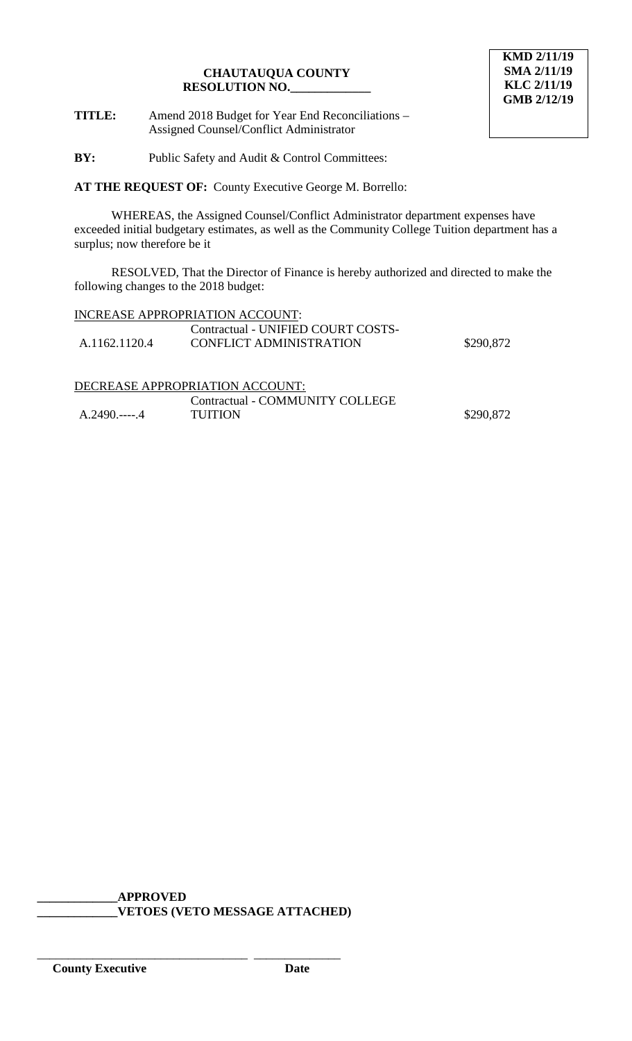**KMD 2/11/19**
**SMA 2/11/19**
**KLC 2/11/19**
**GMB 2/12/19**

**CHAUTAUQUA COUNTY**
**RESOLUTION NO.\_\_\_\_\_\_\_\_\_\_\_\_\_**

**TITLE:** Amend 2018 Budget for Year End Reconciliations – Assigned Counsel/Conflict Administrator

**BY:** Public Safety and Audit & Control Committees:

**AT THE REQUEST OF:** County Executive George M. Borrello:

WHEREAS, the Assigned Counsel/Conflict Administrator department expenses have exceeded initial budgetary estimates, as well as the Community College Tuition department has a surplus; now therefore be it

RESOLVED, That the Director of Finance is hereby authorized and directed to make the following changes to the 2018 budget:

INCREASE APPROPRIATION ACCOUNT:

| | | |
|---|---|---|
| A.1162.1120.4 | Contractual - UNIFIED COURT COSTS-CONFLICT ADMINISTRATION | $290,872 |

DECREASE APPROPRIATION ACCOUNT:

| | | |
|---|---|---|
| A.2490.----.4 | Contractual - COMMUNITY COLLEGE TUITION | $290,872 |

\_\_\_\_\_\_\_\_\_\_\_\_\_**APPROVED**
\_\_\_\_\_\_\_\_\_\_\_\_\_**VETOES (VETO MESSAGE ATTACHED)**

\_\_\_\_\_\_\_\_\_\_\_\_\_\_\_\_\_\_\_\_\_\_\_\_\_\_\_\_\_\_\_\_\_\_ \_\_\_\_\_\_\_\_\_\_\_\_\_\_
**County Executive** **Date**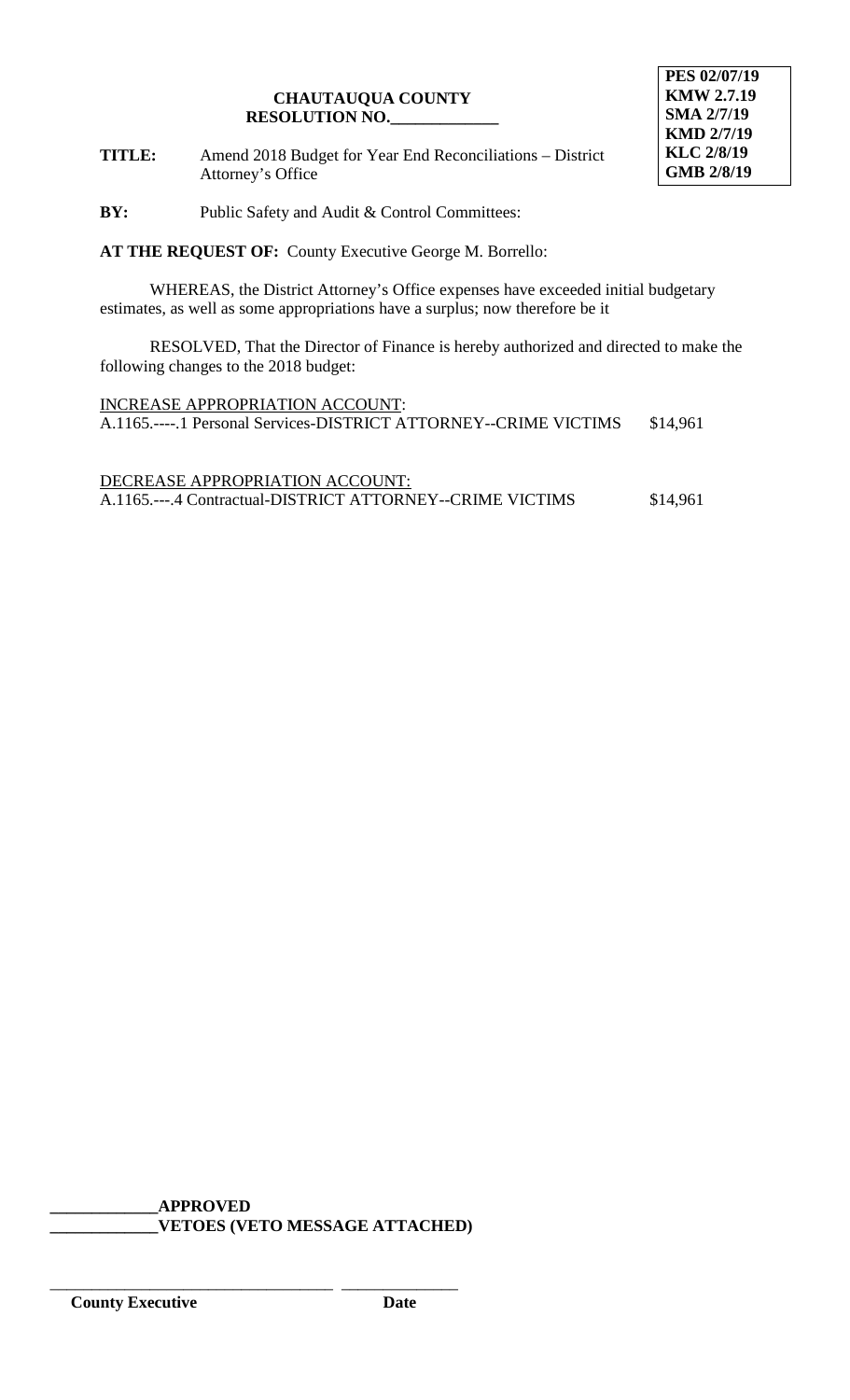**PES 02/07/19**
**KMW 2.7.19**
**SMA 2/7/19**
**KMD 2/7/19**
**KLC 2/8/19**
**GMB 2/8/19**

**CHAUTAUQUA COUNTY**
**RESOLUTION NO.\_\_\_\_\_\_\_\_\_\_\_\_\_**

**TITLE:** Amend 2018 Budget for Year End Reconciliations – District Attorney's Office

**BY:** Public Safety and Audit & Control Committees:

**AT THE REQUEST OF:** County Executive George M. Borrello:

WHEREAS, the District Attorney's Office expenses have exceeded initial budgetary estimates, as well as some appropriations have a surplus; now therefore be it

RESOLVED, That the Director of Finance is hereby authorized and directed to make the following changes to the 2018 budget:

INCREASE APPROPRIATION ACCOUNT:

A.1165.----.1 Personal Services-DISTRICT ATTORNEY--CRIME VICTIMS $14,961

DECREASE APPROPRIATION ACCOUNT:

A.1165.---.4 Contractual-DISTRICT ATTORNEY--CRIME VICTIMS $14,961

\_\_\_\_\_\_\_\_\_\_\_\_\_**APPROVED**

\_\_\_\_\_\_\_\_\_\_\_\_\_**VETOES (VETO MESSAGE ATTACHED)**

\_\_\_\_\_\_\_\_\_\_\_\_\_\_\_\_\_\_\_\_\_\_\_\_\_\_\_\_\_\_\_\_\_ \_\_\_\_\_\_\_\_\_\_\_\_\_\_

**County Executive** **Date**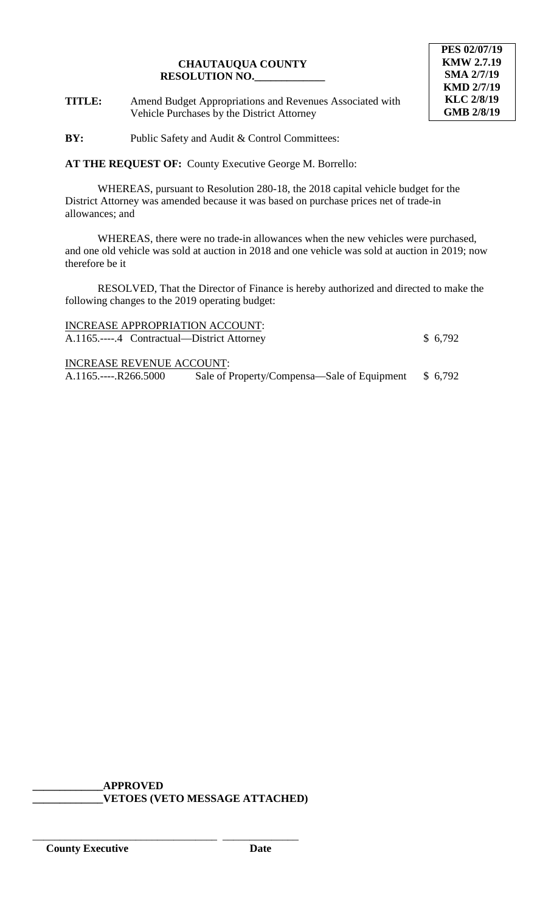**CHAUTAUQUA COUNTY**
**RESOLUTION NO.\_\_\_\_\_\_\_\_\_\_\_\_\_**

**PES 02/07/19**
**KMW 2.7.19**
**SMA 2/7/19**
**KMD 2/7/19**
**KLC 2/8/19**
**GMB 2/8/19**

**TITLE:** Amend Budget Appropriations and Revenues Associated with Vehicle Purchases by the District Attorney

**BY:** Public Safety and Audit & Control Committees:

**AT THE REQUEST OF:** County Executive George M. Borrello:

WHEREAS, pursuant to Resolution 280-18, the 2018 capital vehicle budget for the District Attorney was amended because it was based on purchase prices net of trade-in allowances; and

WHEREAS, there were no trade-in allowances when the new vehicles were purchased, and one old vehicle was sold at auction in 2018 and one vehicle was sold at auction in 2019; now therefore be it

RESOLVED, That the Director of Finance is hereby authorized and directed to make the following changes to the 2019 operating budget:

INCREASE APPROPRIATION ACCOUNT:

| | | |
|---|---|---|
| A.1165.----.4 | Contractual—District Attorney | $ 6,792 |

INCREASE REVENUE ACCOUNT:

| | | |
|---|---|---|
| A.1165.----.R266.5000 | Sale of Property/Compensa—Sale of Equipment | $ 6,792 |

\_\_\_\_\_\_\_\_\_\_\_\_\_**APPROVED**
\_\_\_\_\_\_\_\_\_\_\_\_\_**VETOES (VETO MESSAGE ATTACHED)**

\_\_\_\_\_\_\_\_\_\_\_\_\_\_\_\_\_\_\_\_\_\_\_\_\_\_\_\_\_\_\_\_\_\_ \_\_\_\_\_\_\_\_\_\_\_\_\_\_
**County Executive** **Date**